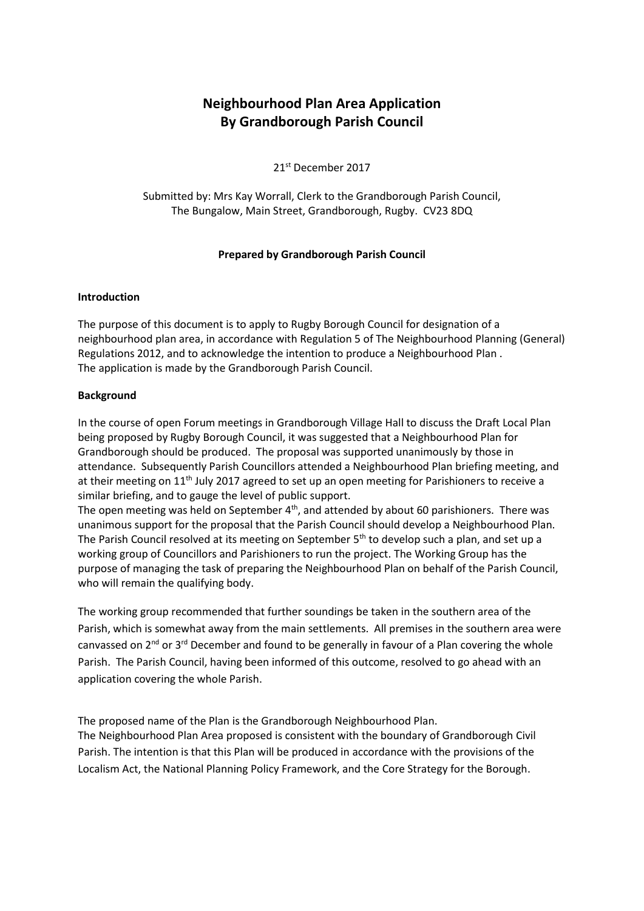# Neighbourhood Plan Area Application
# By Grandborough Parish Council

21st December 2017

Submitted by: Mrs Kay Worrall, Clerk to the Grandborough Parish Council,
The Bungalow, Main Street, Grandborough, Rugby. CV23 8DQ

**Prepared by Grandborough Parish Council**

**Introduction**

The purpose of this document is to apply to Rugby Borough Council for designation of a neighbourhood plan area, in accordance with Regulation 5 of The Neighbourhood Planning (General) Regulations 2012, and to acknowledge the intention to produce a Neighbourhood Plan .
The application is made by the Grandborough Parish Council.

**Background**

In the course of open Forum meetings in Grandborough Village Hall to discuss the Draft Local Plan being proposed by Rugby Borough Council, it was suggested that a Neighbourhood Plan for Grandborough should be produced. The proposal was supported unanimously by those in attendance. Subsequently Parish Councillors attended a Neighbourhood Plan briefing meeting, and at their meeting on 11th July 2017 agreed to set up an open meeting for Parishioners to receive a similar briefing, and to gauge the level of public support.
The open meeting was held on September 4th, and attended by about 60 parishioners. There was unanimous support for the proposal that the Parish Council should develop a Neighbourhood Plan. The Parish Council resolved at its meeting on September 5th to develop such a plan, and set up a working group of Councillors and Parishioners to run the project. The Working Group has the purpose of managing the task of preparing the Neighbourhood Plan on behalf of the Parish Council, who will remain the qualifying body.

The working group recommended that further soundings be taken in the southern area of the Parish, which is somewhat away from the main settlements. All premises in the southern area were canvassed on 2nd or 3rd December and found to be generally in favour of a Plan covering the whole Parish. The Parish Council, having been informed of this outcome, resolved to go ahead with an application covering the whole Parish.

The proposed name of the Plan is the Grandborough Neighbourhood Plan.
The Neighbourhood Plan Area proposed is consistent with the boundary of Grandborough Civil Parish. The intention is that this Plan will be produced in accordance with the provisions of the Localism Act, the National Planning Policy Framework, and the Core Strategy for the Borough.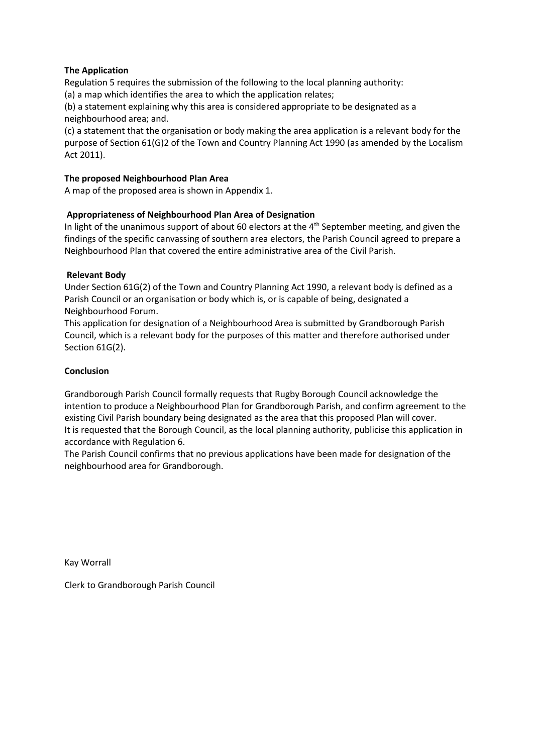**The Application**

Regulation 5 requires the submission of the following to the local planning authority:

(a) a map which identifies the area to which the application relates;

(b) a statement explaining why this area is considered appropriate to be designated as a neighbourhood area; and.

(c) a statement that the organisation or body making the area application is a relevant body for the purpose of Section 61(G)2 of the Town and Country Planning Act 1990 (as amended by the Localism Act 2011).

**The proposed Neighbourhood Plan Area**

A map of the proposed area is shown in Appendix 1.

**Appropriateness of Neighbourhood Plan Area of Designation**

In light of the unanimous support of about 60 electors at the 4th September meeting, and given the findings of the specific canvassing of southern area electors, the Parish Council agreed to prepare a Neighbourhood Plan that covered the entire administrative area of the Civil Parish.

**Relevant Body**

Under Section 61G(2) of the Town and Country Planning Act 1990, a relevant body is defined as a Parish Council or an organisation or body which is, or is capable of being, designated a Neighbourhood Forum.

This application for designation of a Neighbourhood Area is submitted by Grandborough Parish Council, which is a relevant body for the purposes of this matter and therefore authorised under Section 61G(2).

**Conclusion**

Grandborough Parish Council formally requests that Rugby Borough Council acknowledge the intention to produce a Neighbourhood Plan for Grandborough Parish, and confirm agreement to the existing Civil Parish boundary being designated as the area that this proposed Plan will cover.

It is requested that the Borough Council, as the local planning authority, publicise this application in accordance with Regulation 6.

The Parish Council confirms that no previous applications have been made for designation of the neighbourhood area for Grandborough.

Kay Worrall

Clerk to Grandborough Parish Council